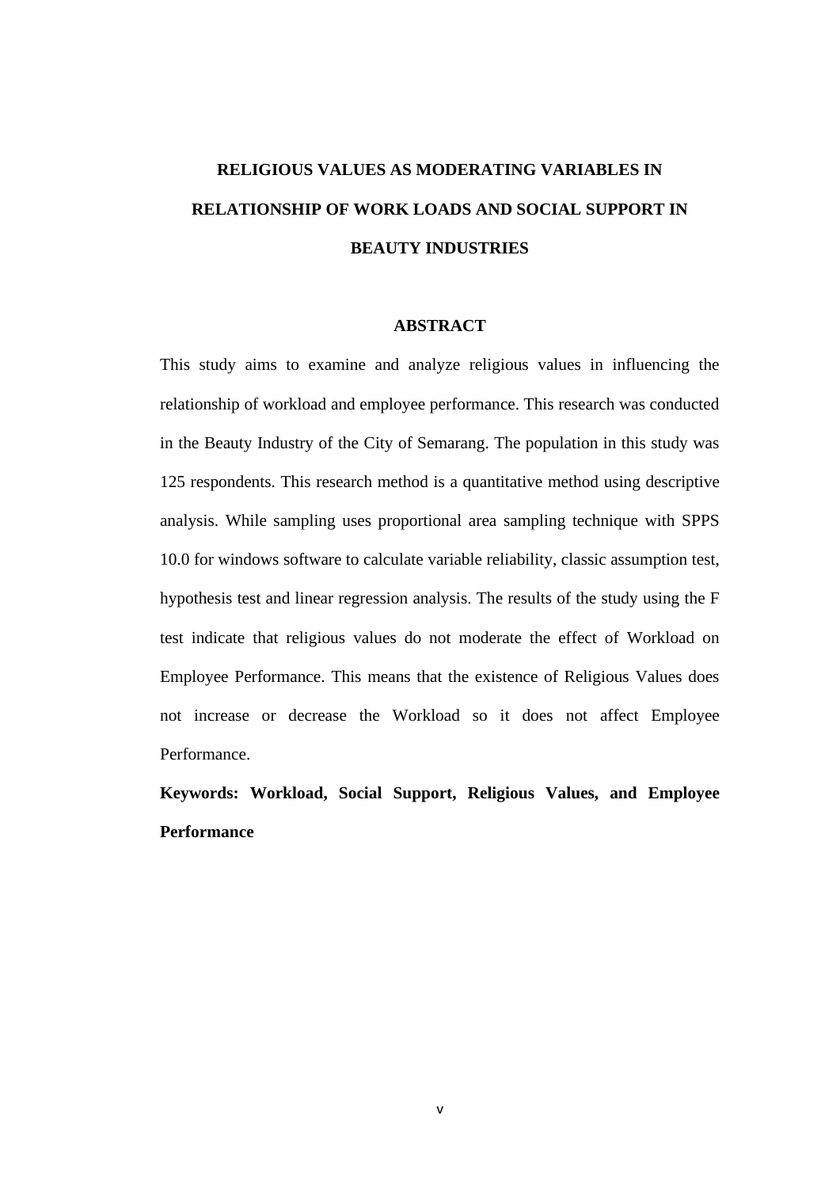# RELIGIOUS VALUES AS MODERATING VARIABLES IN RELATIONSHIP OF WORK LOADS AND SOCIAL SUPPORT IN BEAUTY INDUSTRIES

## ABSTRACT

This study aims to examine and analyze religious values in influencing the relationship of workload and employee performance. This research was conducted in the Beauty Industry of the City of Semarang. The population in this study was 125 respondents. This research method is a quantitative method using descriptive analysis. While sampling uses proportional area sampling technique with SPPS 10.0 for windows software to calculate variable reliability, classic assumption test, hypothesis test and linear regression analysis. The results of the study using the F test indicate that religious values do not moderate the effect of Workload on Employee Performance. This means that the existence of Religious Values does not increase or decrease the Workload so it does not affect Employee Performance.

**Keywords: Workload, Social Support, Religious Values, and Employee Performance**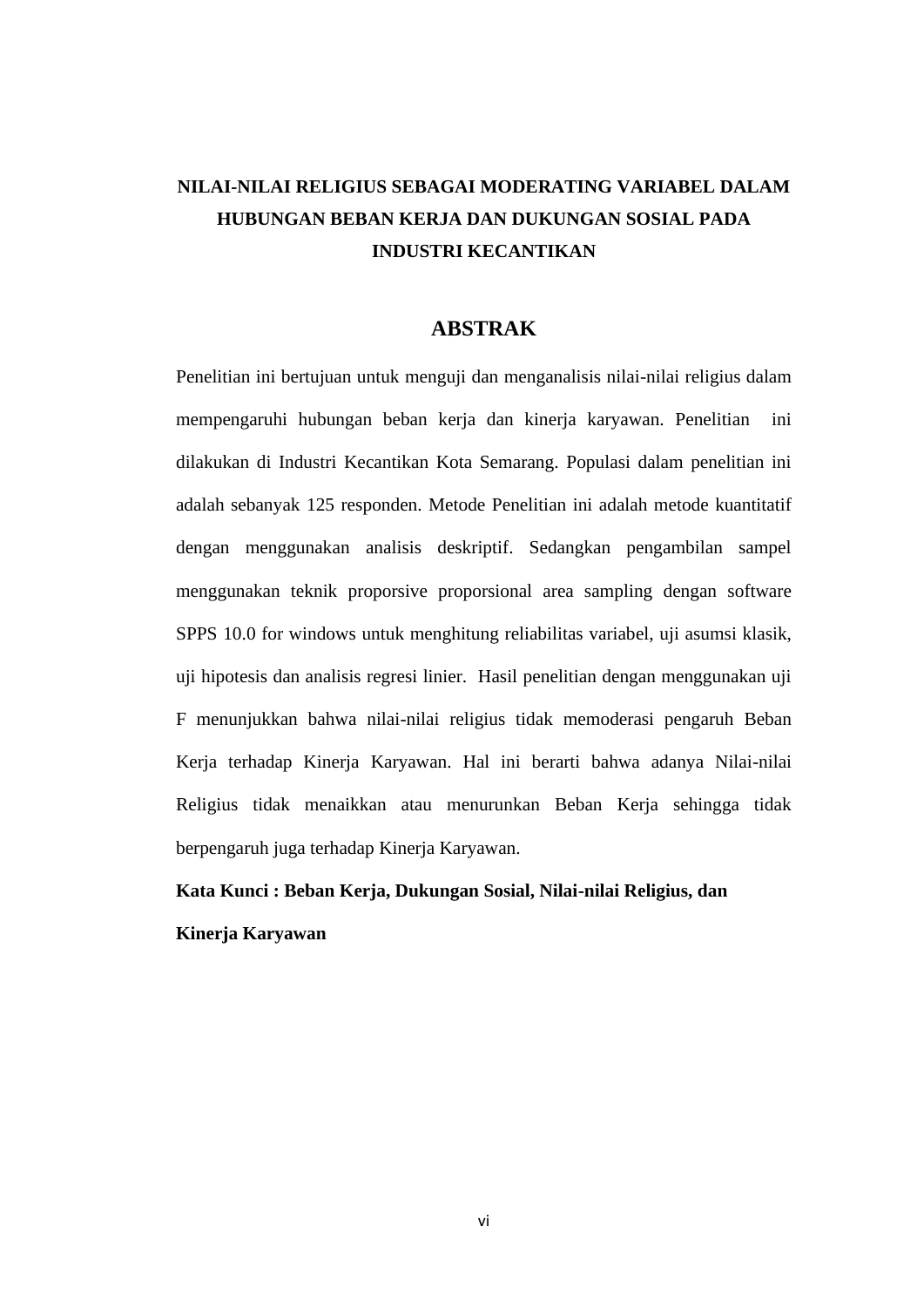# NILAI-NILAI RELIGIUS SEBAGAI MODERATING VARIABEL DALAM HUBUNGAN BEBAN KERJA DAN DUKUNGAN SOSIAL PADA INDUSTRI KECANTIKAN

## ABSTRAK

Penelitian ini bertujuan untuk menguji dan menganalisis nilai-nilai religius dalam mempengaruhi hubungan beban kerja dan kinerja karyawan. Penelitian ini dilakukan di Industri Kecantikan Kota Semarang. Populasi dalam penelitian ini adalah sebanyak 125 responden. Metode Penelitian ini adalah metode kuantitatif dengan menggunakan analisis deskriptif. Sedangkan pengambilan sampel menggunakan teknik proporsive proporsional area sampling dengan software SPPS 10.0 for windows untuk menghitung reliabilitas variabel, uji asumsi klasik, uji hipotesis dan analisis regresi linier. Hasil penelitian dengan menggunakan uji F menunjukkan bahwa nilai-nilai religius tidak memoderasi pengaruh Beban Kerja terhadap Kinerja Karyawan. Hal ini berarti bahwa adanya Nilai-nilai Religius tidak menaikkan atau menurunkan Beban Kerja sehingga tidak berpengaruh juga terhadap Kinerja Karyawan.

**Kata Kunci : Beban Kerja, Dukungan Sosial, Nilai-nilai Religius, dan Kinerja Karyawan**